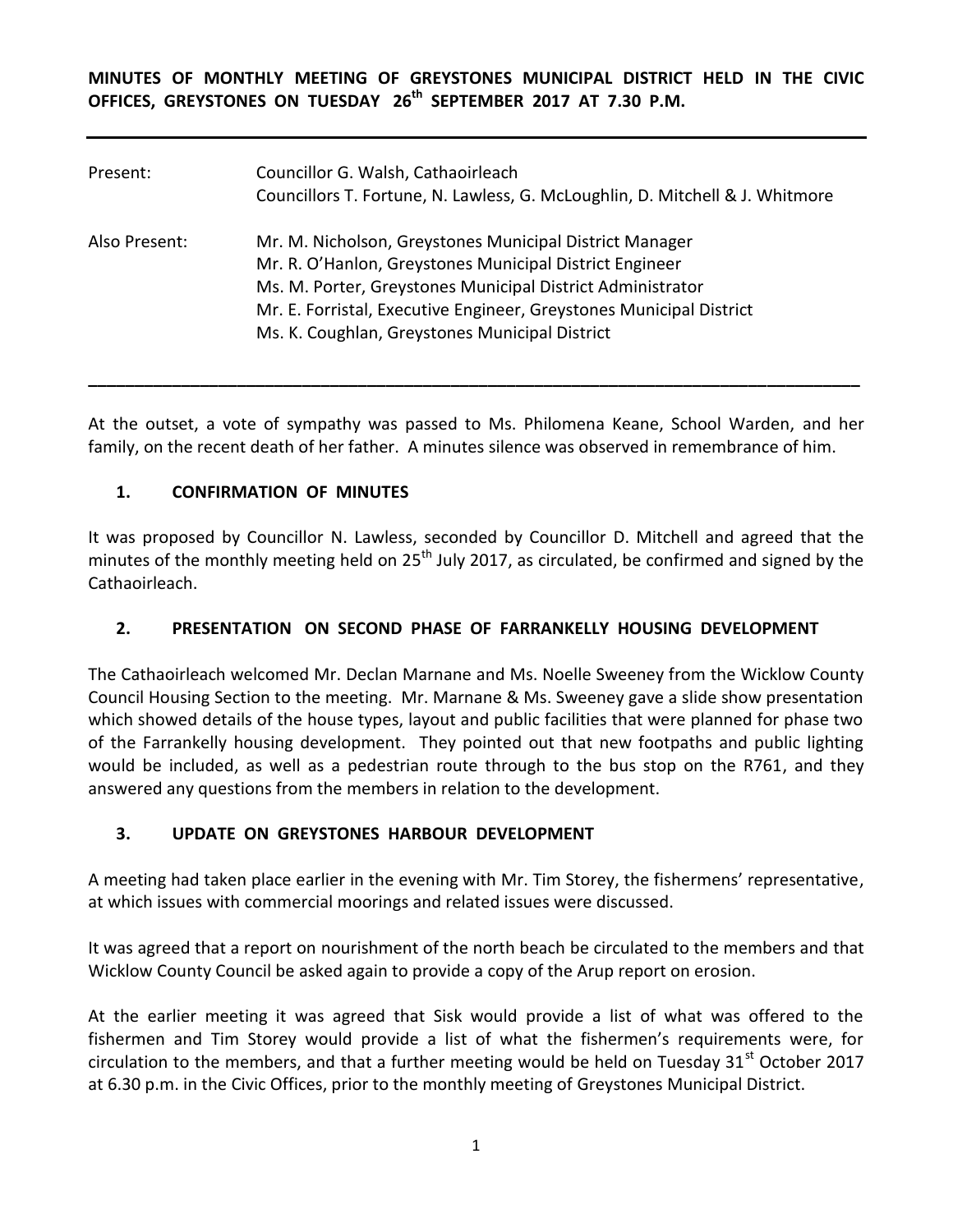**MINUTES OF MONTHLY MEETING OF GREYSTONES MUNICIPAL DISTRICT HELD IN THE CIVIC OFFICES, GREYSTONES ON TUESDAY 26th SEPTEMBER 2017 AT 7.30 P.M.**

| | |
|---|---|
| Present: | Councillor G. Walsh, Cathaoirleach<br>Councillors T. Fortune, N. Lawless, G. McLoughlin, D. Mitchell & J. Whitmore |
| Also Present: | Mr. M. Nicholson, Greystones Municipal District Manager<br>Mr. R. O'Hanlon, Greystones Municipal District Engineer<br>Ms. M. Porter, Greystones Municipal District Administrator<br>Mr. E. Forristal, Executive Engineer, Greystones Municipal District<br>Ms. K. Coughlan, Greystones Municipal District |

---

At the outset, a vote of sympathy was passed to Ms. Philomena Keane, School Warden, and her family, on the recent death of her father. A minutes silence was observed in remembrance of him.

## 1. CONFIRMATION OF MINUTES

It was proposed by Councillor N. Lawless, seconded by Councillor D. Mitchell and agreed that the minutes of the monthly meeting held on 25th July 2017, as circulated, be confirmed and signed by the Cathaoirleach.

## 2. PRESENTATION ON SECOND PHASE OF FARRANKELLY HOUSING DEVELOPMENT

The Cathaoirleach welcomed Mr. Declan Marnane and Ms. Noelle Sweeney from the Wicklow County Council Housing Section to the meeting. Mr. Marnane & Ms. Sweeney gave a slide show presentation which showed details of the house types, layout and public facilities that were planned for phase two of the Farrankelly housing development. They pointed out that new footpaths and public lighting would be included, as well as a pedestrian route through to the bus stop on the R761, and they answered any questions from the members in relation to the development.

## 3. UPDATE ON GREYSTONES HARBOUR DEVELOPMENT

A meeting had taken place earlier in the evening with Mr. Tim Storey, the fishermens' representative, at which issues with commercial moorings and related issues were discussed.

It was agreed that a report on nourishment of the north beach be circulated to the members and that Wicklow County Council be asked again to provide a copy of the Arup report on erosion.

At the earlier meeting it was agreed that Sisk would provide a list of what was offered to the fishermen and Tim Storey would provide a list of what the fishermen's requirements were, for circulation to the members, and that a further meeting would be held on Tuesday 31st October 2017 at 6.30 p.m. in the Civic Offices, prior to the monthly meeting of Greystones Municipal District.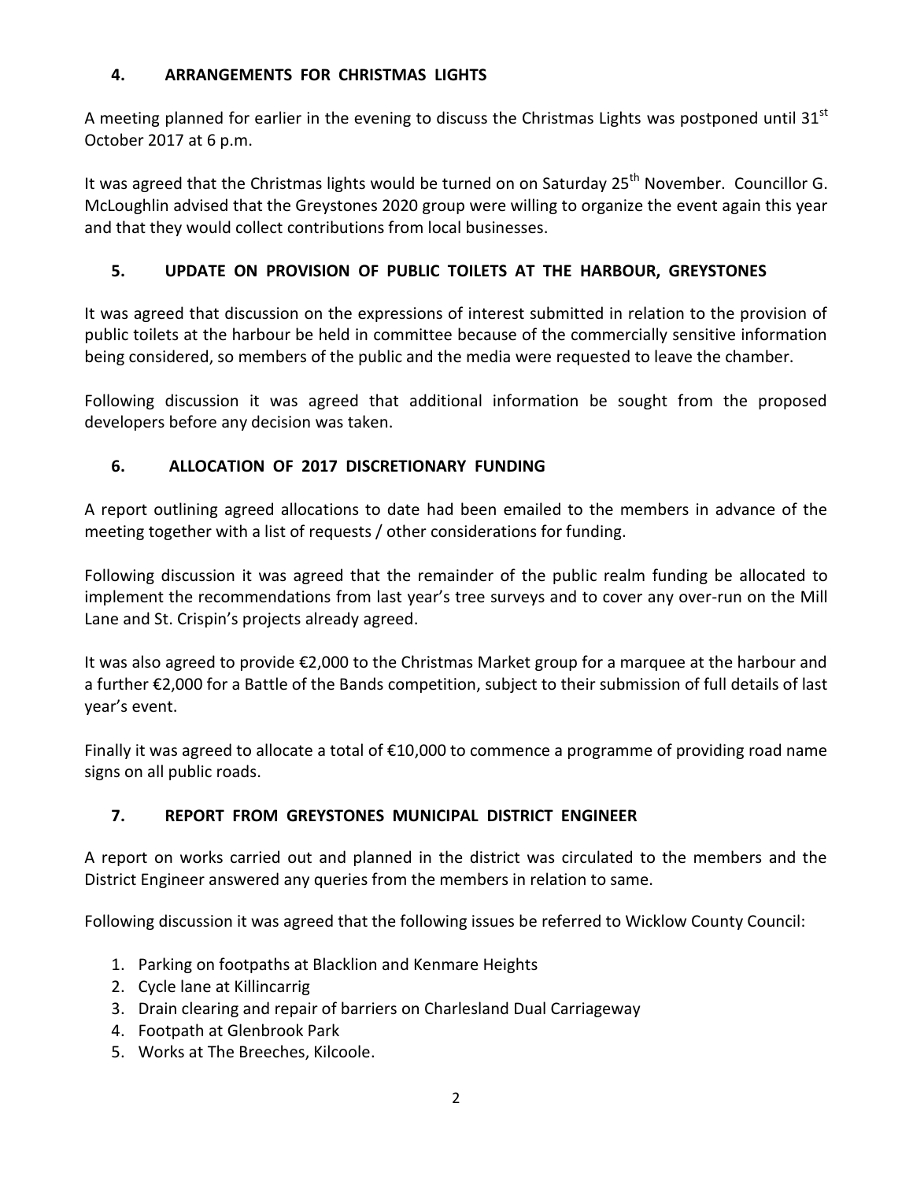## 4. ARRANGEMENTS FOR CHRISTMAS LIGHTS

A meeting planned for earlier in the evening to discuss the Christmas Lights was postponed until 31st October 2017 at 6 p.m.

It was agreed that the Christmas lights would be turned on on Saturday 25th November. Councillor G. McLoughlin advised that the Greystones 2020 group were willing to organize the event again this year and that they would collect contributions from local businesses.

## 5. UPDATE ON PROVISION OF PUBLIC TOILETS AT THE HARBOUR, GREYSTONES

It was agreed that discussion on the expressions of interest submitted in relation to the provision of public toilets at the harbour be held in committee because of the commercially sensitive information being considered, so members of the public and the media were requested to leave the chamber.

Following discussion it was agreed that additional information be sought from the proposed developers before any decision was taken.

## 6. ALLOCATION OF 2017 DISCRETIONARY FUNDING

A report outlining agreed allocations to date had been emailed to the members in advance of the meeting together with a list of requests / other considerations for funding.

Following discussion it was agreed that the remainder of the public realm funding be allocated to implement the recommendations from last year's tree surveys and to cover any over-run on the Mill Lane and St. Crispin's projects already agreed.

It was also agreed to provide €2,000 to the Christmas Market group for a marquee at the harbour and a further €2,000 for a Battle of the Bands competition, subject to their submission of full details of last year's event.

Finally it was agreed to allocate a total of €10,000 to commence a programme of providing road name signs on all public roads.

## 7. REPORT FROM GREYSTONES MUNICIPAL DISTRICT ENGINEER

A report on works carried out and planned in the district was circulated to the members and the District Engineer answered any queries from the members in relation to same.

Following discussion it was agreed that the following issues be referred to Wicklow County Council:

1. Parking on footpaths at Blacklion and Kenmare Heights
2. Cycle lane at Killincarrig
3. Drain clearing and repair of barriers on Charlesland Dual Carriageway
4. Footpath at Glenbrook Park
5. Works at The Breeches, Kilcoole.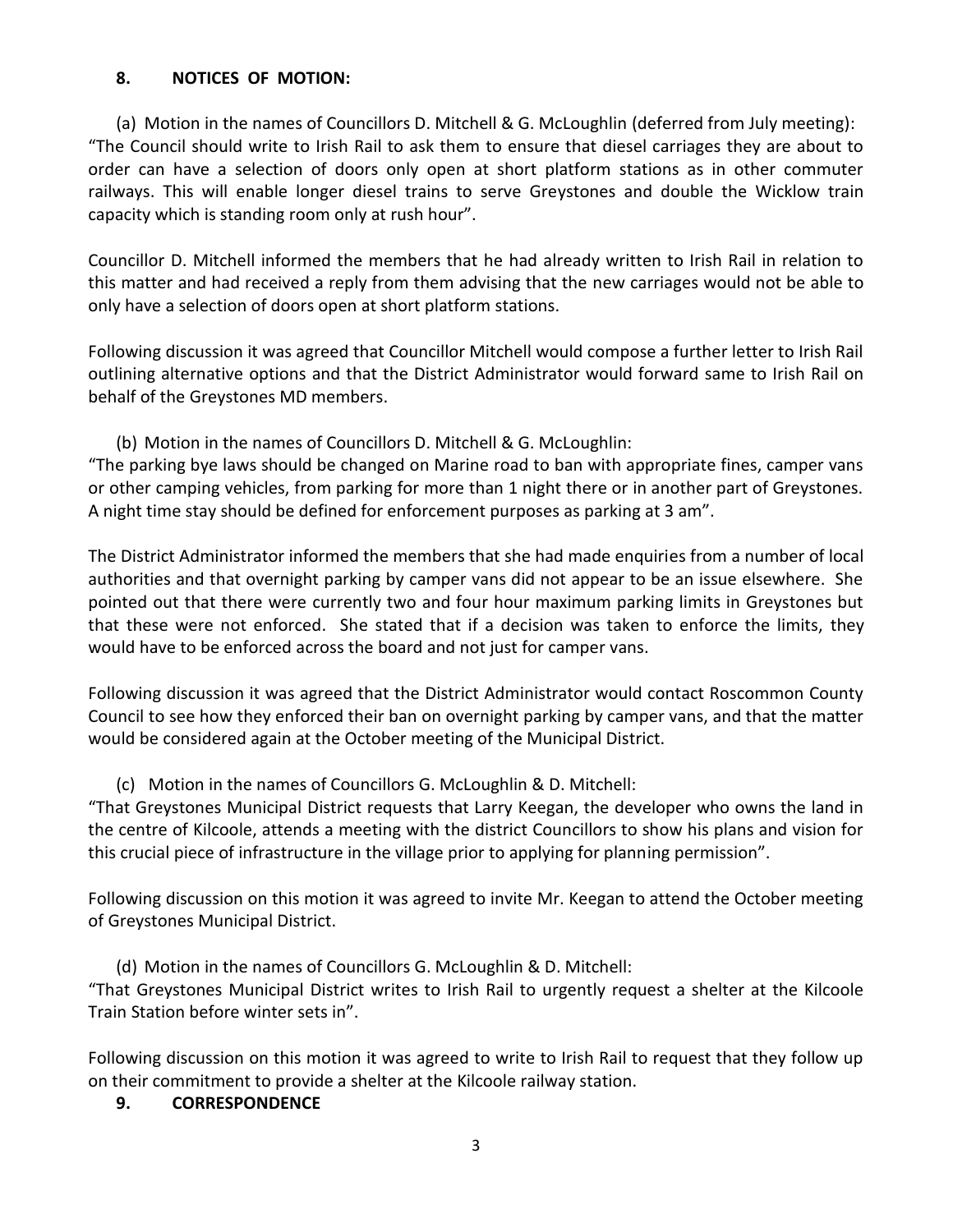## 8. NOTICES OF MOTION:

(a) Motion in the names of Councillors D. Mitchell & G. McLoughlin (deferred from July meeting): "The Council should write to Irish Rail to ask them to ensure that diesel carriages they are about to order can have a selection of doors only open at short platform stations as in other commuter railways. This will enable longer diesel trains to serve Greystones and double the Wicklow train capacity which is standing room only at rush hour".

Councillor D. Mitchell informed the members that he had already written to Irish Rail in relation to this matter and had received a reply from them advising that the new carriages would not be able to only have a selection of doors open at short platform stations.

Following discussion it was agreed that Councillor Mitchell would compose a further letter to Irish Rail outlining alternative options and that the District Administrator would forward same to Irish Rail on behalf of the Greystones MD members.

(b) Motion in the names of Councillors D. Mitchell & G. McLoughlin:
"The parking bye laws should be changed on Marine road to ban with appropriate fines, camper vans or other camping vehicles, from parking for more than 1 night there or in another part of Greystones. A night time stay should be defined for enforcement purposes as parking at 3 am".

The District Administrator informed the members that she had made enquiries from a number of local authorities and that overnight parking by camper vans did not appear to be an issue elsewhere. She pointed out that there were currently two and four hour maximum parking limits in Greystones but that these were not enforced. She stated that if a decision was taken to enforce the limits, they would have to be enforced across the board and not just for camper vans.

Following discussion it was agreed that the District Administrator would contact Roscommon County Council to see how they enforced their ban on overnight parking by camper vans, and that the matter would be considered again at the October meeting of the Municipal District.

(c) Motion in the names of Councillors G. McLoughlin & D. Mitchell:
"That Greystones Municipal District requests that Larry Keegan, the developer who owns the land in the centre of Kilcoole, attends a meeting with the district Councillors to show his plans and vision for this crucial piece of infrastructure in the village prior to applying for planning permission".

Following discussion on this motion it was agreed to invite Mr. Keegan to attend the October meeting of Greystones Municipal District.

(d) Motion in the names of Councillors G. McLoughlin & D. Mitchell:
"That Greystones Municipal District writes to Irish Rail to urgently request a shelter at the Kilcoole Train Station before winter sets in".

Following discussion on this motion it was agreed to write to Irish Rail to request that they follow up on their commitment to provide a shelter at the Kilcoole railway station.

## 9. CORRESPONDENCE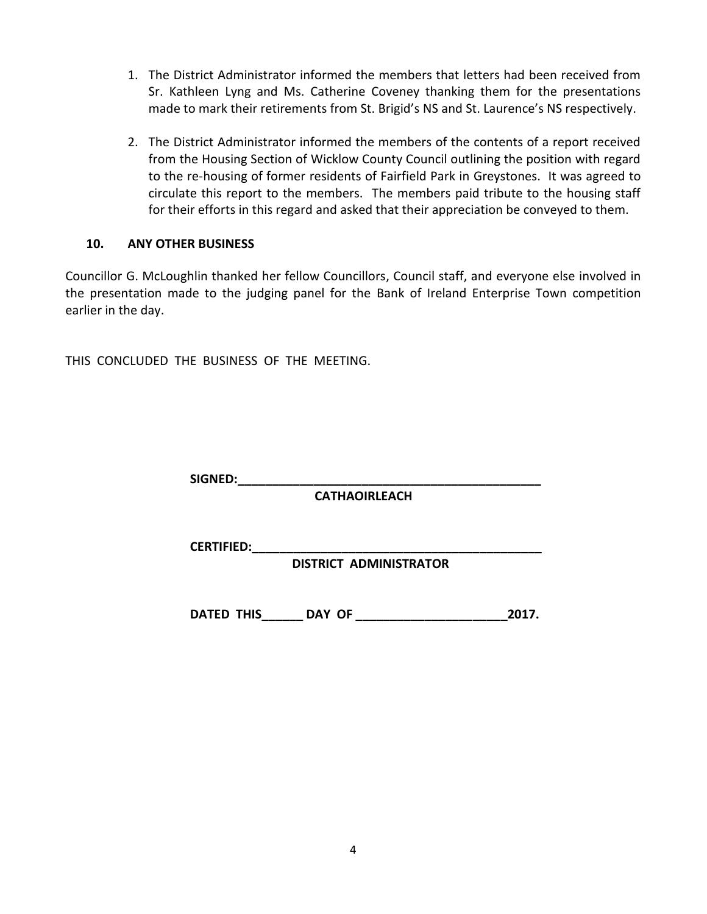1. The District Administrator informed the members that letters had been received from Sr. Kathleen Lyng and Ms. Catherine Coveney thanking them for the presentations made to mark their retirements from St. Brigid's NS and St. Laurence's NS respectively.

2. The District Administrator informed the members of the contents of a report received from the Housing Section of Wicklow County Council outlining the position with regard to the re-housing of former residents of Fairfield Park in Greystones. It was agreed to circulate this report to the members. The members paid tribute to the housing staff for their efforts in this regard and asked that their appreciation be conveyed to them.

## 10. ANY OTHER BUSINESS

Councillor G. McLoughlin thanked her fellow Councillors, Council staff, and everyone else involved in the presentation made to the judging panel for the Bank of Ireland Enterprise Town competition earlier in the day.

THIS CONCLUDED THE BUSINESS OF THE MEETING.

**SIGNED:_____________________________________________**
**CATHAOIRLEACH**

**CERTIFIED:__________________________________________**
**DISTRICT ADMINISTRATOR**

**DATED THIS______ DAY OF ______________________2017.**